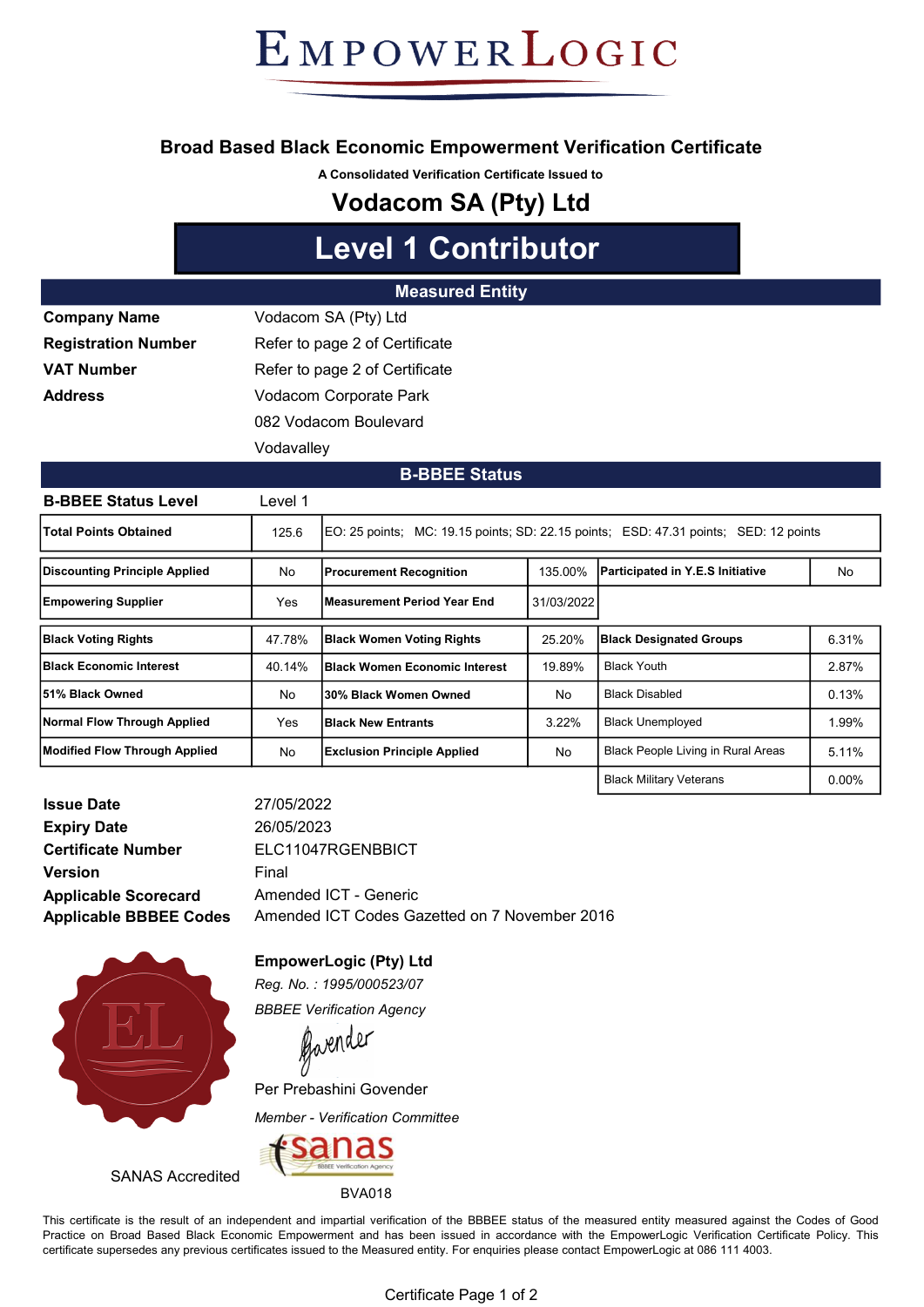# EmpowerLogic

## Broad Based Black Economic Empowerment Verification Certificate

**A Consolidated Verification Certificate Issued to**

# Vodacom SA (Pty) Ltd

# Level 1 Contributor

## Measured Entity

| | |
|---|---|
| **Company Name** | Vodacom SA (Pty) Ltd |
| **Registration Number** | Refer to page 2 of Certificate |
| **VAT Number** | Refer to page 2 of Certificate |
| **Address** | Vodacom Corporate Park<br>082 Vodacom Boulevard<br>Vodavalley |

## B-BBEE Status

**B-BBEE Status Level** Level 1

| | | |
|---|---|---|
| **Total Points Obtained** | 125.6 | EO: 25 points; MC: 19.15 points; SD: 22.15 points; ESD: 47.31 points; SED: 12 points |

| | | | | | |
|---|---|---|---|---|---|
| **Discounting Principle Applied** | No | **Procurement Recognition** | 135.00% | **Participated in Y.E.S Initiative** | No |
| **Empowering Supplier** | Yes | **Measurement Period Year End** | 31/03/2022 | | |

| | | | | | |
|---|---|---|---|---|---|
| **Black Voting Rights** | 47.78% | **Black Women Voting Rights** | 25.20% | **Black Designated Groups** | 6.31% |
| **Black Economic Interest** | 40.14% | **Black Women Economic Interest** | 19.89% | Black Youth | 2.87% |
| **51% Black Owned** | No | **30% Black Women Owned** | No | Black Disabled | 0.13% |
| **Normal Flow Through Applied** | Yes | **Black New Entrants** | 3.22% | Black Unemployed | 1.99% |
| **Modified Flow Through Applied** | No | **Exclusion Principle Applied** | No | Black People Living in Rural Areas | 5.11% |
| | | | | Black Military Veterans | 0.00% |

| | |
|---|---|
| **Issue Date** | 27/05/2022 |
| **Expiry Date** | 26/05/2023 |
| **Certificate Number** | ELC11047RGENBBICT |
| **Version** | Final |
| **Applicable Scorecard** | Amended ICT - Generic |
| **Applicable BBBEE Codes** | Amended ICT Codes Gazetted on 7 November 2016 |

**EmpowerLogic (Pty) Ltd**

*Reg. No. : 1995/000523/07*

*BBBEE Verification Agency*

Per Prebashini Govender

*Member - Verification Committee*

SANAS Accredited

BVA018

This certificate is the result of an independent and impartial verification of the BBBEE status of the measured entity measured against the Codes of Good Practice on Broad Based Black Economic Empowerment and has been issued in accordance with the EmpowerLogic Verification Certificate Policy. This certificate supersedes any previous certificates issued to the Measured entity. For enquiries please contact EmpowerLogic at 086 111 4003.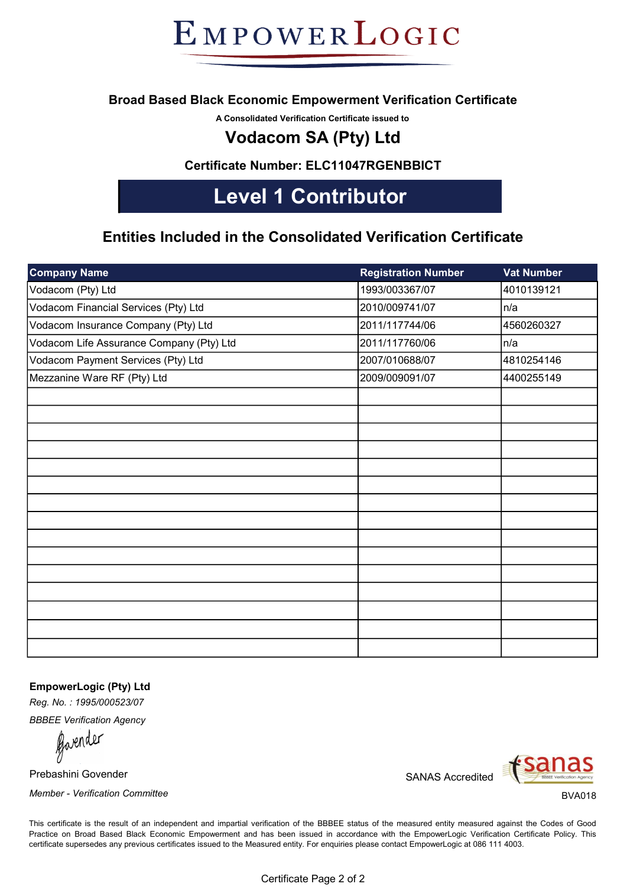EMPOWERLOGIC

## Broad Based Black Economic Empowerment Verification Certificate

**A Consolidated Verification Certificate issued to**

# Vodacom SA (Pty) Ltd

**Certificate Number: ELC11047RGENBBICT**

# Level 1 Contributor

## Entities Included in the Consolidated Verification Certificate

| Company Name | Registration Number | Vat Number |
|---|---|---|
| Vodacom (Pty) Ltd | 1993/003367/07 | 4010139121 |
| Vodacom Financial Services (Pty) Ltd | 2010/009741/07 | n/a |
| Vodacom Insurance Company (Pty) Ltd | 2011/117744/06 | 4560260327 |
| Vodacom Life Assurance Company (Pty) Ltd | 2011/117760/06 | n/a |
| Vodacom Payment Services (Pty) Ltd | 2007/010688/07 | 4810254146 |
| Mezzanine Ware RF (Pty) Ltd | 2009/009091/07 | 4400255149 |

**EmpowerLogic (Pty) Ltd**

*Reg. No. : 1995/000523/07*

*BBBEE Verification Agency*

Prebashini Govender

*Member - Verification Committee*

SANAS Accredited

BVA018

This certificate is the result of an independent and impartial verification of the BBBEE status of the measured entity measured against the Codes of Good Practice on Broad Based Black Economic Empowerment and has been issued in accordance with the EmpowerLogic Verification Certificate Policy. This certificate supersedes any previous certificates issued to the Measured entity. For enquiries please contact EmpowerLogic at 086 111 4003.